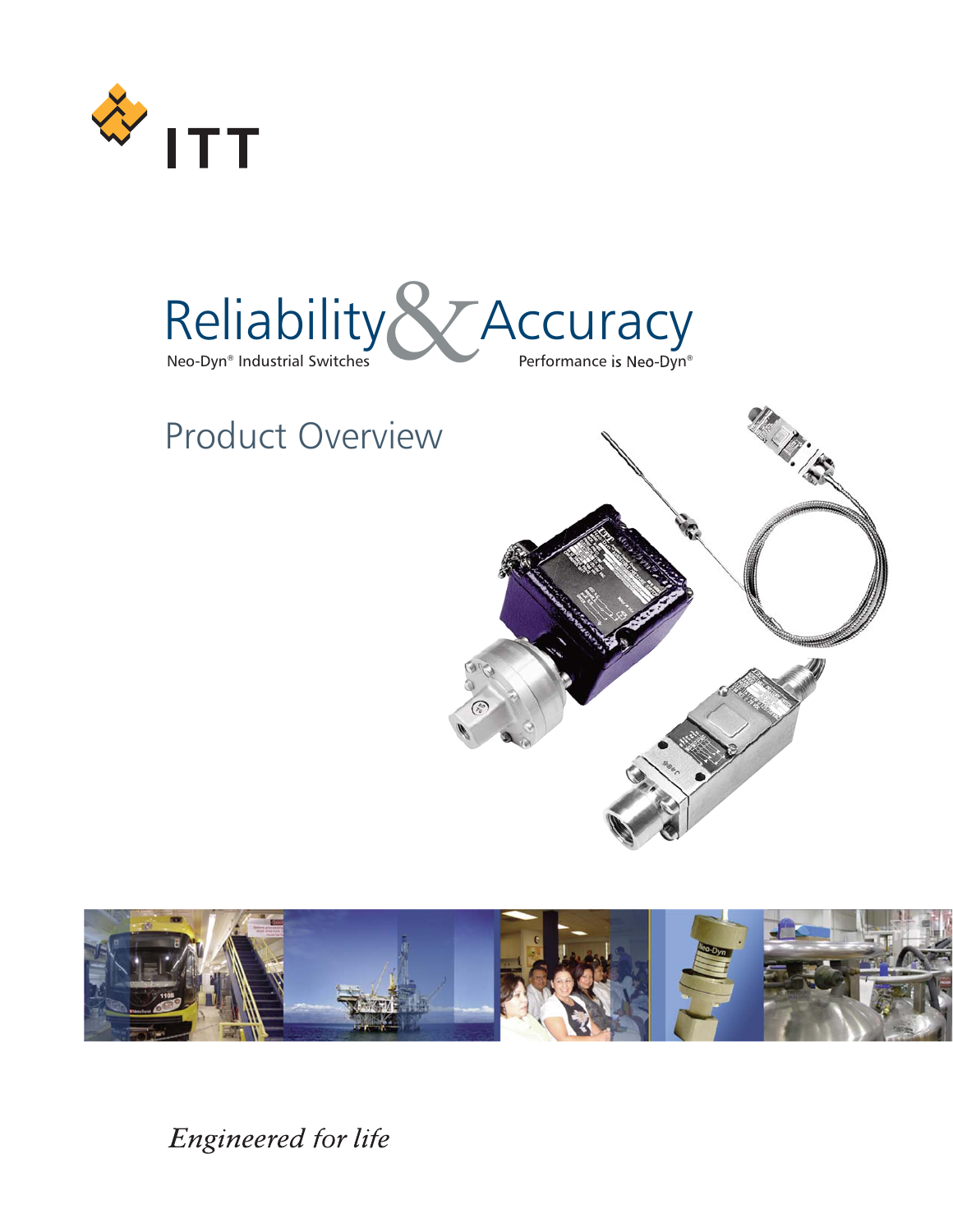ITT

# Reliability & Accuracy

Neo-Dyn® Industrial Switches

Performance is Neo-Dyn®

## Product Overview

*Engineered for life*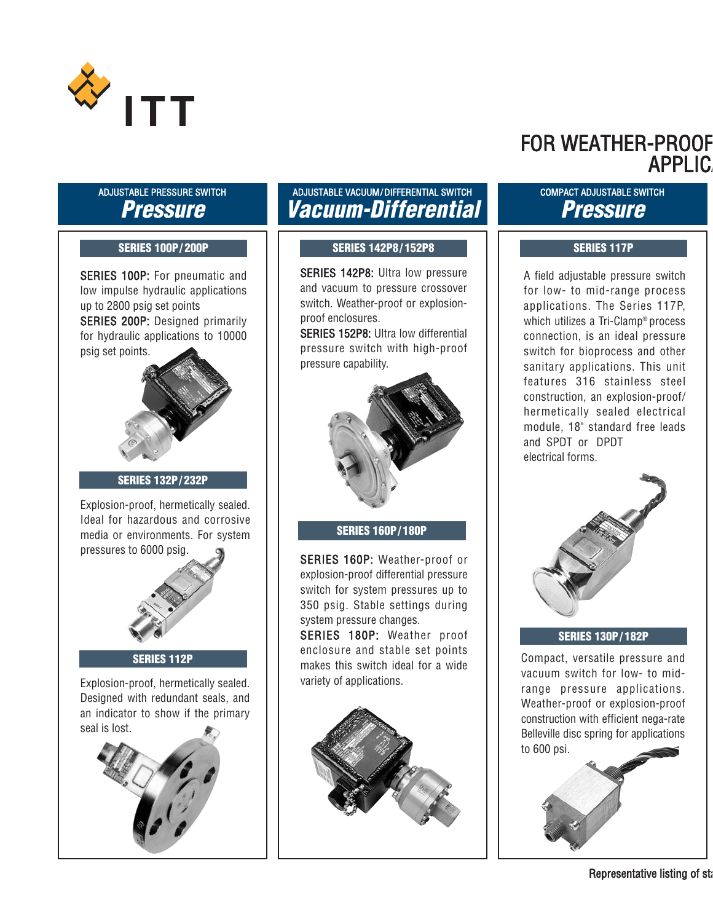# FOR WEATHER-PROOF APPLIC

## ADJUSTABLE PRESSURE SWITCH
## *Pressure*

### SERIES 100P/200P

**SERIES 100P:** For pneumatic and low impulse hydraulic applications up to 2800 psig set points

**SERIES 200P:** Designed primarily for hydraulic applications to 10000 psig set points.

### SERIES 132P/232P

Explosion-proof, hermetically sealed. Ideal for hazardous and corrosive media or environments. For system pressures to 6000 psig.

### SERIES 112P

Explosion-proof, hermetically sealed. Designed with redundant seals, and an indicator to show if the primary seal is lost.

## ADJUSTABLE VACUUM/DIFFERENTIAL SWITCH
## *Vacuum-Differential*

### SERIES 142P8/152P8

**SERIES 142P8:** Ultra low pressure and vacuum to pressure crossover switch. Weather-proof or explosion-proof enclosures.

**SERIES 152P8:** Ultra low differential pressure switch with high-proof pressure capability.

### SERIES 160P/180P

**SERIES 160P:** Weather-proof or explosion-proof differential pressure switch for system pressures up to 350 psig. Stable settings during system pressure changes.

**SERIES 180P:** Weather proof enclosure and stable set points makes this switch ideal for a wide variety of applications.

## COMPACT ADJUSTABLE SWITCH
## *Pressure*

### SERIES 117P

A field adjustable pressure switch for low- to mid-range process applications. The Series 117P, which utilizes a Tri-Clamp® process connection, is an ideal pressure switch for bioprocess and other sanitary applications. This unit features 316 stainless steel construction, an explosion-proof/hermetically sealed electrical module, 18" standard free leads and SPDT or DPDT electrical forms.

### SERIES 130P/182P

Compact, versatile pressure and vacuum switch for low- to mid-range pressure applications. Weather-proof or explosion-proof construction with efficient nega-rate Belleville disc spring for applications to 600 psi.

Representative listing of st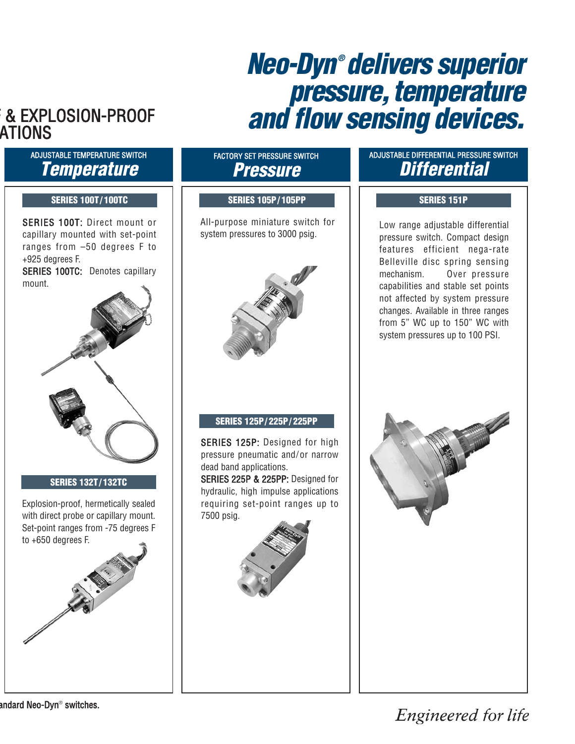& EXPLOSION-PROOF
ATIONS

# *Neo-Dyn® delivers superior pressure, temperature and flow sensing devices.*

ADJUSTABLE TEMPERATURE SWITCH

## *Temperature*

### SERIES 100T/100TC

**SERIES 100T:** Direct mount or capillary mounted with set-point ranges from –50 degrees F to +925 degrees F.

**SERIES 100TC:** Denotes capillary mount.

### SERIES 132T/132TC

Explosion-proof, hermetically sealed with direct probe or capillary mount. Set-point ranges from -75 degrees F to +650 degrees F.

FACTORY SET PRESSURE SWITCH

## *Pressure*

### SERIES 105P/105PP

All-purpose miniature switch for system pressures to 3000 psig.

### SERIES 125P/225P/225PP

**SERIES 125P:** Designed for high pressure pneumatic and/or narrow dead band applications.

**SERIES 225P & 225PP:** Designed for hydraulic, high impulse applications requiring set-point ranges up to 7500 psig.

ADJUSTABLE DIFFERENTIAL PRESSURE SWITCH

## *Differential*

### SERIES 151P

Low range adjustable differential pressure switch. Compact design features efficient nega-rate Belleville disc spring sensing mechanism. Over pressure capabilities and stable set points not affected by system pressure changes. Available in three ranges from 5" WC up to 150" WC with system pressures up to 100 PSI.

andard Neo-Dyn® switches.

*Engineered for life*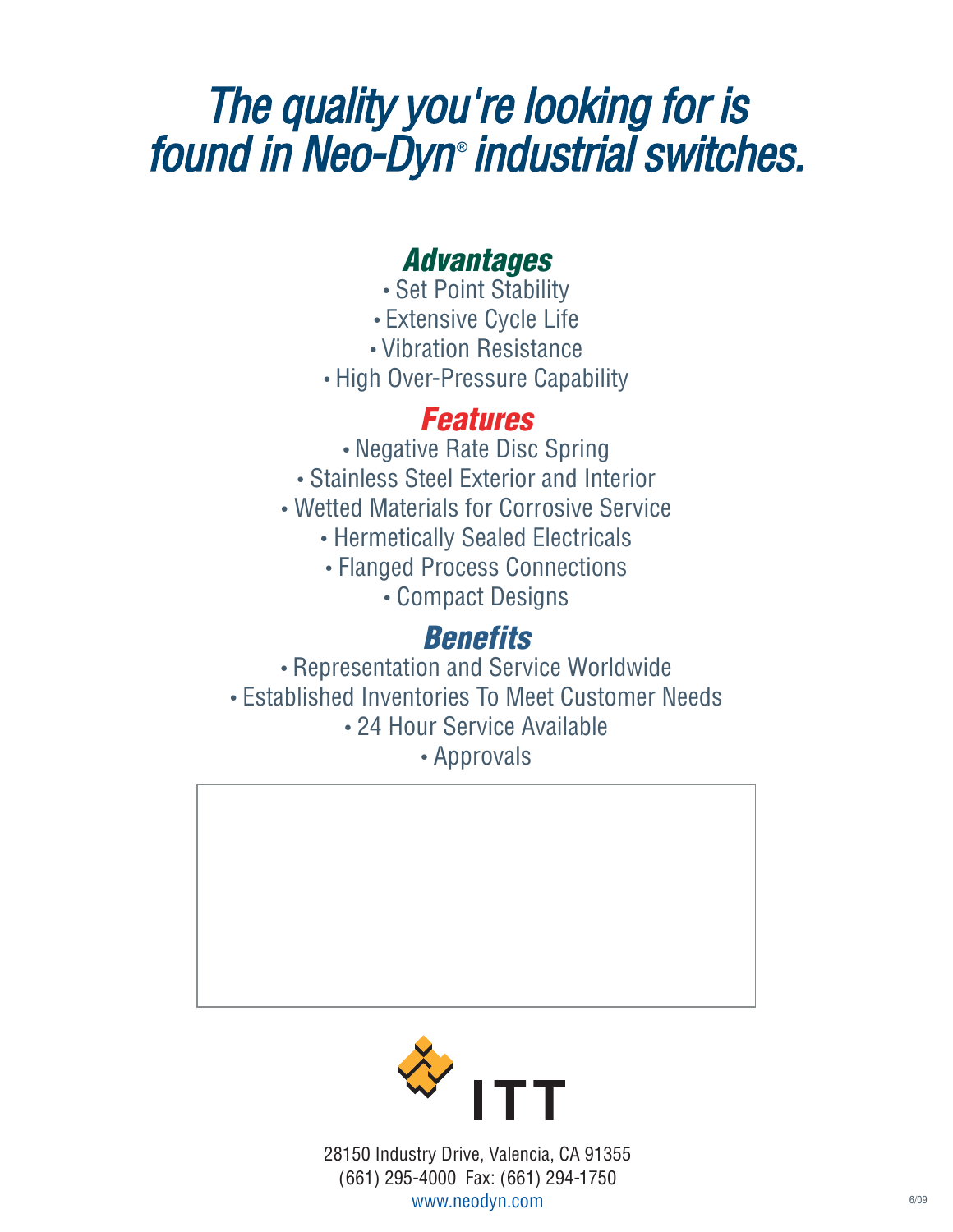# *The quality you're looking for is found in Neo-Dyn® industrial switches.*

## *Advantages*

- Set Point Stability
- Extensive Cycle Life
- Vibration Resistance
- High Over-Pressure Capability

## *Features*

- Negative Rate Disc Spring
- Stainless Steel Exterior and Interior
- Wetted Materials for Corrosive Service
- Hermetically Sealed Electricals
- Flanged Process Connections
- Compact Designs

## *Benefits*

- Representation and Service Worldwide
- Established Inventories To Meet Customer Needs
- 24 Hour Service Available
- Approvals

ITT

28150 Industry Drive, Valencia, CA 91355
(661) 295-4000 Fax: (661) 294-1750
www.neodyn.com

6/09